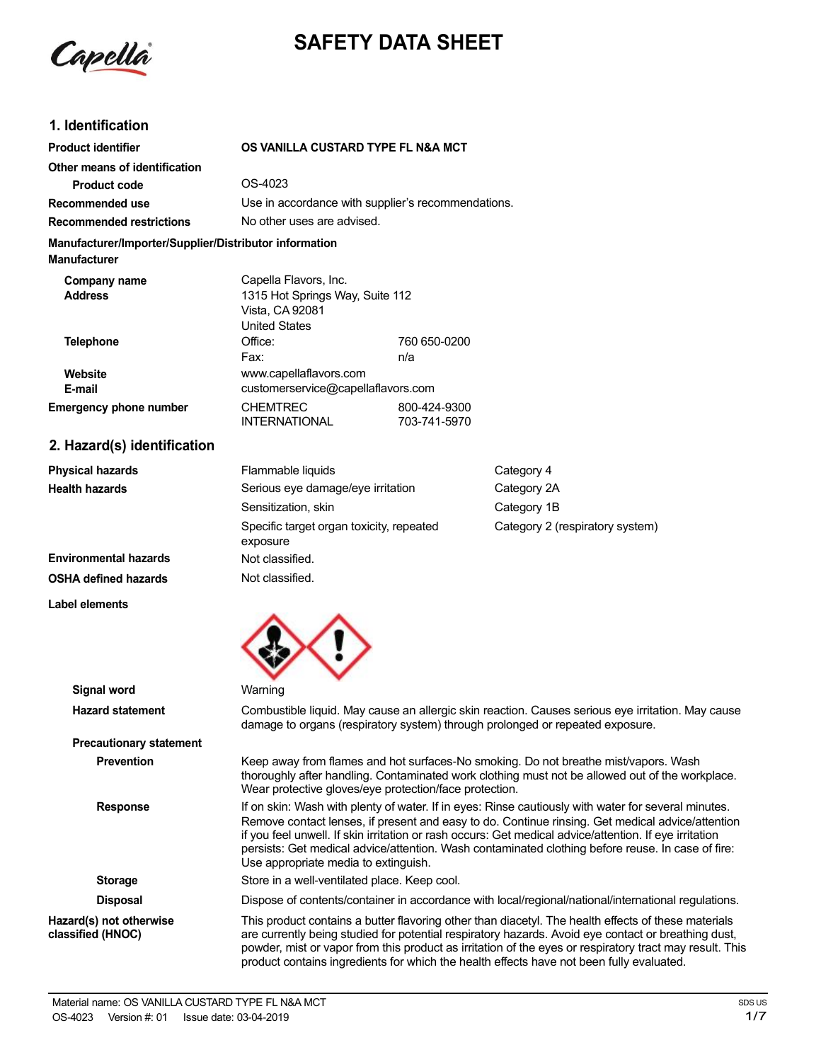# SAFETY DATA SHEET

## 1. Identification

| | |
|---|---|
| **Product identifier** | **OS VANILLA CUSTARD TYPE FL N&A MCT** |
| **Other means of identification** | |
| **Product code** | OS-4023 |
| **Recommended use** | Use in accordance with supplier's recommendations. |
| **Recommended restrictions** | No other uses are advised. |

**Manufacturer/Importer/Supplier/Distributor information**

**Manufacturer**

| | | |
|---|---|---|
| **Company name** | Capella Flavors, Inc. | |
| **Address** | 1315 Hot Springs Way, Suite 112<br>Vista, CA 92081<br>United States | |
| **Telephone** | Office: | 760 650-0200 |
| | Fax: | n/a |
| **Website** | www.capellaflavors.com | |
| **E-mail** | customerservice@capellaflavors.com | |
| **Emergency phone number** | CHEMTREC | 800-424-9300 |
| | INTERNATIONAL | 703-741-5970 |

## 2. Hazard(s) identification

| | | |
|---|---|---|
| **Physical hazards** | Flammable liquids | Category 4 |
| **Health hazards** | Serious eye damage/eye irritation | Category 2A |
| | Sensitization, skin | Category 1B |
| | Specific target organ toxicity, repeated exposure | Category 2 (respiratory system) |
| **Environmental hazards** | Not classified. | |
| **OSHA defined hazards** | Not classified. | |

**Label elements**

**Signal word** Warning

**Hazard statement** Combustible liquid. May cause an allergic skin reaction. Causes serious eye irritation. May cause damage to organs (respiratory system) through prolonged or repeated exposure.

**Precautionary statement**

**Prevention** Keep away from flames and hot surfaces-No smoking. Do not breathe mist/vapors. Wash thoroughly after handling. Contaminated work clothing must not be allowed out of the workplace. Wear protective gloves/eye protection/face protection.

**Response** If on skin: Wash with plenty of water. If in eyes: Rinse cautiously with water for several minutes. Remove contact lenses, if present and easy to do. Continue rinsing. Get medical advice/attention if you feel unwell. If skin irritation or rash occurs: Get medical advice/attention. If eye irritation persists: Get medical advice/attention. Wash contaminated clothing before reuse. In case of fire: Use appropriate media to extinguish.

**Storage** Store in a well-ventilated place. Keep cool.

**Disposal** Dispose of contents/container in accordance with local/regional/national/international regulations.

**Hazard(s) not otherwise classified (HNOC)** This product contains a butter flavoring other than diacetyl. The health effects of these materials are currently being studied for potential respiratory hazards. Avoid eye contact or breathing dust, powder, mist or vapor from this product as irritation of the eyes or respiratory tract may result. This product contains ingredients for which the health effects have not been fully evaluated.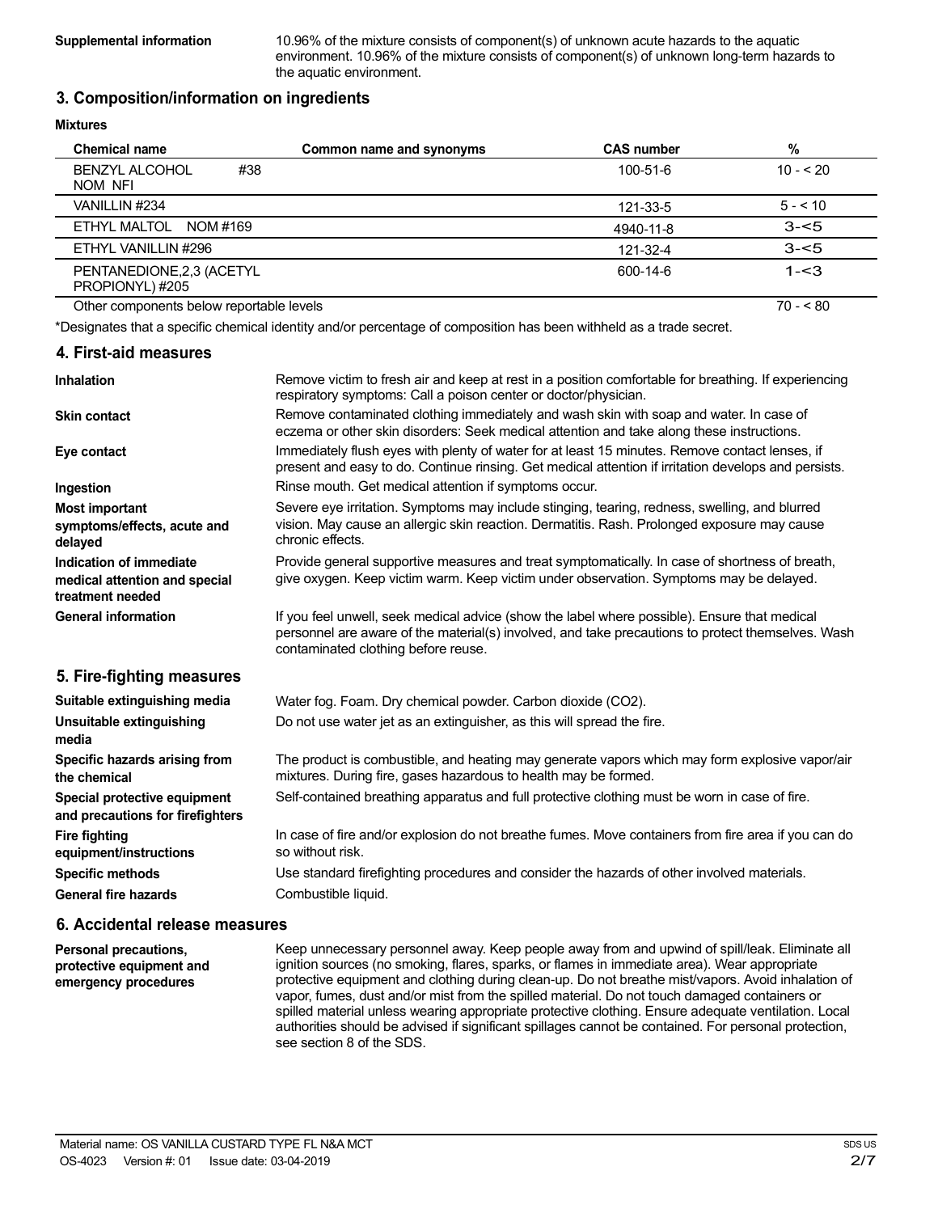**Supplemental information** 10.96% of the mixture consists of component(s) of unknown acute hazards to the aquatic environment. 10.96% of the mixture consists of component(s) of unknown long-term hazards to the aquatic environment.

## 3. Composition/information on ingredients

**Mixtures**

| Chemical name | Common name and synonyms | CAS number | % |
|---|---|---|---|
| BENZYL ALCOHOL #38 NOM NFI | | 100-51-6 | 10 - < 20 |
| VANILLIN #234 | | 121-33-5 | 5 - < 10 |
| ETHYL MALTOL NOM #169 | | 4940-11-8 | 3-<5 |
| ETHYL VANILLIN #296 | | 121-32-4 | 3-<5 |
| PENTANEDIONE,2,3 (ACETYL PROPIONYL) #205 | | 600-14-6 | 1-<3 |
| Other components below reportable levels | | | 70 - < 80 |

*Designates that a specific chemical identity and/or percentage of composition has been withheld as a trade secret.

## 4. First-aid measures

**Inhalation** Remove victim to fresh air and keep at rest in a position comfortable for breathing. If experiencing respiratory symptoms: Call a poison center or doctor/physician.

**Skin contact** Remove contaminated clothing immediately and wash skin with soap and water. In case of eczema or other skin disorders: Seek medical attention and take along these instructions.

**Eye contact** Immediately flush eyes with plenty of water for at least 15 minutes. Remove contact lenses, if present and easy to do. Continue rinsing. Get medical attention if irritation develops and persists.

**Ingestion** Rinse mouth. Get medical attention if symptoms occur.

**Most important symptoms/effects, acute and delayed** Severe eye irritation. Symptoms may include stinging, tearing, redness, swelling, and blurred vision. May cause an allergic skin reaction. Dermatitis. Rash. Prolonged exposure may cause chronic effects.

**Indication of immediate medical attention and special treatment needed** Provide general supportive measures and treat symptomatically. In case of shortness of breath, give oxygen. Keep victim warm. Keep victim under observation. Symptoms may be delayed.

**General information** If you feel unwell, seek medical advice (show the label where possible). Ensure that medical personnel are aware of the material(s) involved, and take precautions to protect themselves. Wash contaminated clothing before reuse.

## 5. Fire-fighting measures

**Suitable extinguishing media** Water fog. Foam. Dry chemical powder. Carbon dioxide ($CO_2$).

**Unsuitable extinguishing media** Do not use water jet as an extinguisher, as this will spread the fire.

**Specific hazards arising from the chemical** The product is combustible, and heating may generate vapors which may form explosive vapor/air mixtures. During fire, gases hazardous to health may be formed.

**Special protective equipment and precautions for firefighters** Self-contained breathing apparatus and full protective clothing must be worn in case of fire.

**Fire fighting equipment/instructions** In case of fire and/or explosion do not breathe fumes. Move containers from fire area if you can do so without risk.

**Specific methods** Use standard firefighting procedures and consider the hazards of other involved materials.

**General fire hazards** Combustible liquid.

## 6. Accidental release measures

**Personal precautions, protective equipment and emergency procedures** Keep unnecessary personnel away. Keep people away from and upwind of spill/leak. Eliminate all ignition sources (no smoking, flares, sparks, or flames in immediate area). Wear appropriate protective equipment and clothing during clean-up. Do not breathe mist/vapors. Avoid inhalation of vapor, fumes, dust and/or mist from the spilled material. Do not touch damaged containers or spilled material unless wearing appropriate protective clothing. Ensure adequate ventilation. Local authorities should be advised if significant spillages cannot be contained. For personal protection, see section 8 of the SDS.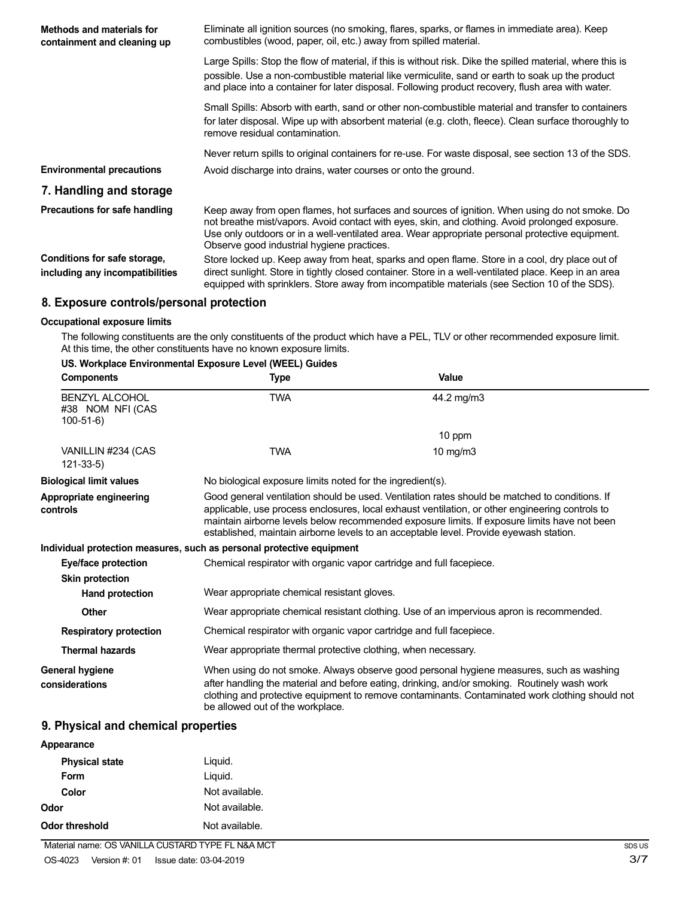**Methods and materials for containment and cleaning up**

Eliminate all ignition sources (no smoking, flares, sparks, or flames in immediate area). Keep combustibles (wood, paper, oil, etc.) away from spilled material.

Large Spills: Stop the flow of material, if this is without risk. Dike the spilled material, where this is possible. Use a non-combustible material like vermiculite, sand or earth to soak up the product and place into a container for later disposal. Following product recovery, flush area with water.

Small Spills: Absorb with earth, sand or other non-combustible material and transfer to containers for later disposal. Wipe up with absorbent material (e.g. cloth, fleece). Clean surface thoroughly to remove residual contamination.

Never return spills to original containers for re-use. For waste disposal, see section 13 of the SDS.

**Environmental precautions**

Avoid discharge into drains, water courses or onto the ground.

## 7. Handling and storage

**Precautions for safe handling**

Keep away from open flames, hot surfaces and sources of ignition. When using do not smoke. Do not breathe mist/vapors. Avoid contact with eyes, skin, and clothing. Avoid prolonged exposure. Use only outdoors or in a well-ventilated area. Wear appropriate personal protective equipment. Observe good industrial hygiene practices.

**Conditions for safe storage, including any incompatibilities**

Store locked up. Keep away from heat, sparks and open flame. Store in a cool, dry place out of direct sunlight. Store in tightly closed container. Store in a well-ventilated place. Keep in an area equipped with sprinklers. Store away from incompatible materials (see Section 10 of the SDS).

## 8. Exposure controls/personal protection

### Occupational exposure limits

The following constituents are the only constituents of the product which have a PEL, TLV or other recommended exposure limit. At this time, the other constituents have no known exposure limits.

**US. Workplace Environmental Exposure Level (WEEL) Guides**

| Components | Type | Value |
|---|---|---|
| BENZYL ALCOHOL #38 NOM NFI (CAS 100-51-6) | TWA | 44.2 mg/m3 |
| | | 10 ppm |
| VANILLIN #234 (CAS 121-33-5) | TWA | 10 mg/m3 |

**Biological limit values**

No biological exposure limits noted for the ingredient(s).

**Appropriate engineering controls**

Good general ventilation should be used. Ventilation rates should be matched to conditions. If applicable, use process enclosures, local exhaust ventilation, or other engineering controls to maintain airborne levels below recommended exposure limits. If exposure limits have not been established, maintain airborne levels to an acceptable level. Provide eyewash station.

**Individual protection measures, such as personal protective equipment**

**Eye/face protection**

Chemical respirator with organic vapor cartridge and full facepiece.

**Skin protection**

**Hand protection**

Wear appropriate chemical resistant gloves.

**Other**

Wear appropriate chemical resistant clothing. Use of an impervious apron is recommended.

**Respiratory protection**

Chemical respirator with organic vapor cartridge and full facepiece.

**Thermal hazards**

Wear appropriate thermal protective clothing, when necessary.

**General hygiene considerations**

When using do not smoke. Always observe good personal hygiene measures, such as washing after handling the material and before eating, drinking, and/or smoking. Routinely wash work clothing and protective equipment to remove contaminants. Contaminated work clothing should not be allowed out of the workplace.

## 9. Physical and chemical properties

**Appearance**

| | |
|---|---|
| **Physical state** | Liquid. |
| **Form** | Liquid. |
| **Color** | Not available. |
| **Odor** | Not available. |
| **Odor threshold** | Not available. |

Material name: OS VANILLA CUSTARD TYPE FL N&A MCT

OS-4023 Version #: 01 Issue date: 03-04-2019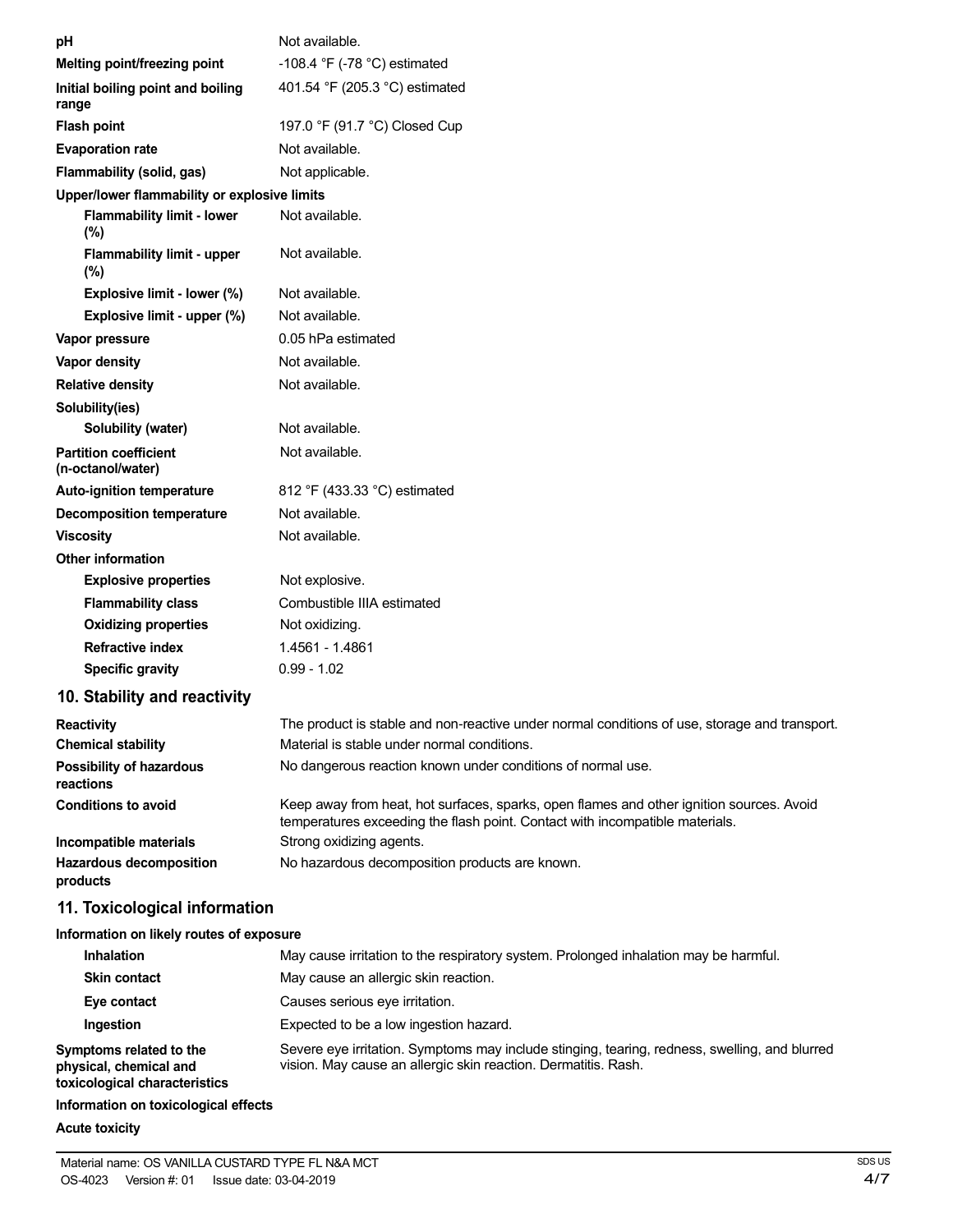| | |
|---|---|
| **pH** | Not available. |
| **Melting point/freezing point** | -108.4 °F (-78 °C) estimated |
| **Initial boiling point and boiling range** | 401.54 °F (205.3 °C) estimated |
| **Flash point** | 197.0 °F (91.7 °C) Closed Cup |
| **Evaporation rate** | Not available. |
| **Flammability (solid, gas)** | Not applicable. |
| **Upper/lower flammability or explosive limits** | |
| **Flammability limit - lower (%)** | Not available. |
| **Flammability limit - upper (%)** | Not available. |
| **Explosive limit - lower (%)** | Not available. |
| **Explosive limit - upper (%)** | Not available. |
| **Vapor pressure** | 0.05 hPa estimated |
| **Vapor density** | Not available. |
| **Relative density** | Not available. |
| **Solubility(ies)** | |
| **Solubility (water)** | Not available. |
| **Partition coefficient (n-octanol/water)** | Not available. |
| **Auto-ignition temperature** | 812 °F (433.33 °C) estimated |
| **Decomposition temperature** | Not available. |
| **Viscosity** | Not available. |
| **Other information** | |
| **Explosive properties** | Not explosive. |
| **Flammability class** | Combustible IIIA estimated |
| **Oxidizing properties** | Not oxidizing. |
| **Refractive index** | 1.4561 - 1.4861 |
| **Specific gravity** | 0.99 - 1.02 |

## 10. Stability and reactivity

| | |
|---|---|
| **Reactivity** | The product is stable and non-reactive under normal conditions of use, storage and transport. |
| **Chemical stability** | Material is stable under normal conditions. |
| **Possibility of hazardous reactions** | No dangerous reaction known under conditions of normal use. |
| **Conditions to avoid** | Keep away from heat, hot surfaces, sparks, open flames and other ignition sources. Avoid temperatures exceeding the flash point. Contact with incompatible materials. |
| **Incompatible materials** | Strong oxidizing agents. |
| **Hazardous decomposition products** | No hazardous decomposition products are known. |

## 11. Toxicological information

**Information on likely routes of exposure**

| | |
|---|---|
| **Inhalation** | May cause irritation to the respiratory system. Prolonged inhalation may be harmful. |
| **Skin contact** | May cause an allergic skin reaction. |
| **Eye contact** | Causes serious eye irritation. |
| **Ingestion** | Expected to be a low ingestion hazard. |
| **Symptoms related to the physical, chemical and toxicological characteristics** | Severe eye irritation. Symptoms may include stinging, tearing, redness, swelling, and blurred vision. May cause an allergic skin reaction. Dermatitis. Rash. |

**Information on toxicological effects**

**Acute toxicity**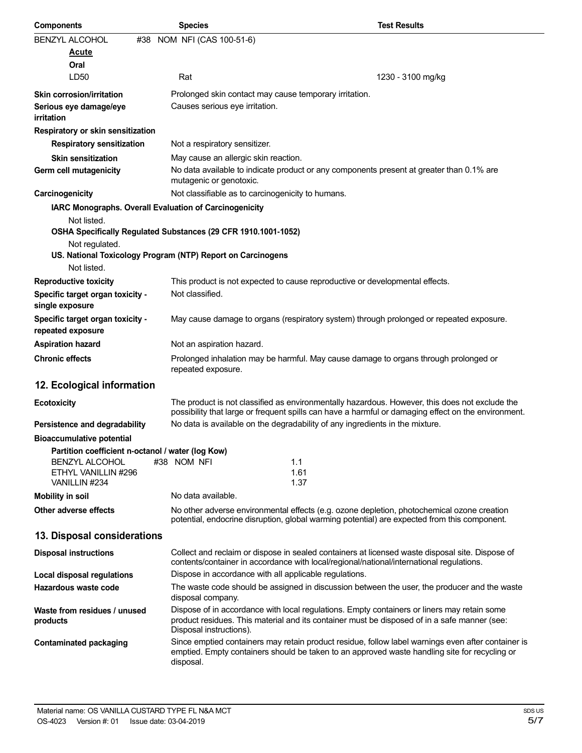| Components | Species | Test Results |
| --- | --- | --- |
| BENZYL ALCOHOL #38 NOM NFI (CAS 100-51-6) | | |
| **Acute** | | |
| **Oral** | | |
| LD50 | Rat | 1230 - 3100 mg/kg |

**Skin corrosion/irritation** Prolonged skin contact may cause temporary irritation.

**Serious eye damage/eye irritation** Causes serious eye irritation.

**Respiratory or skin sensitization**

**Respiratory sensitization** Not a respiratory sensitizer.

**Skin sensitization** May cause an allergic skin reaction.

**Germ cell mutagenicity** No data available to indicate product or any components present at greater than 0.1% are mutagenic or genotoxic.

**Carcinogenicity** Not classifiable as to carcinogenicity to humans.

**IARC Monographs. Overall Evaluation of Carcinogenicity**

Not listed.

**OSHA Specifically Regulated Substances (29 CFR 1910.1001-1052)**

Not regulated.

**US. National Toxicology Program (NTP) Report on Carcinogens**

Not listed.

**Reproductive toxicity** This product is not expected to cause reproductive or developmental effects.

**Specific target organ toxicity - single exposure** Not classified.

**Specific target organ toxicity - repeated exposure** May cause damage to organs (respiratory system) through prolonged or repeated exposure.

**Aspiration hazard** Not an aspiration hazard.

**Chronic effects** Prolonged inhalation may be harmful. May cause damage to organs through prolonged or repeated exposure.

## 12. Ecological information

**Ecotoxicity** The product is not classified as environmentally hazardous. However, this does not exclude the possibility that large or frequent spills can have a harmful or damaging effect on the environment.

**Persistence and degradability** No data is available on the degradability of any ingredients in the mixture.

**Bioaccumulative potential**

**Partition coefficient n-octanol / water (log Kow)**

| | |
| --- | --- |
| BENZYL ALCOHOL #38 NOM NFI | 1.1 |
| ETHYL VANILLIN #296 | 1.61 |
| VANILLIN #234 | 1.37 |

**Mobility in soil** No data available.

**Other adverse effects** No other adverse environmental effects (e.g. ozone depletion, photochemical ozone creation potential, endocrine disruption, global warming potential) are expected from this component.

## 13. Disposal considerations

**Disposal instructions** Collect and reclaim or dispose in sealed containers at licensed waste disposal site. Dispose of contents/container in accordance with local/regional/national/international regulations.

**Local disposal regulations** Dispose in accordance with all applicable regulations.

**Hazardous waste code** The waste code should be assigned in discussion between the user, the producer and the waste disposal company.

**Waste from residues / unused products** Dispose of in accordance with local regulations. Empty containers or liners may retain some product residues. This material and its container must be disposed of in a safe manner (see: Disposal instructions).

**Contaminated packaging** Since emptied containers may retain product residue, follow label warnings even after container is emptied. Empty containers should be taken to an approved waste handling site for recycling or disposal.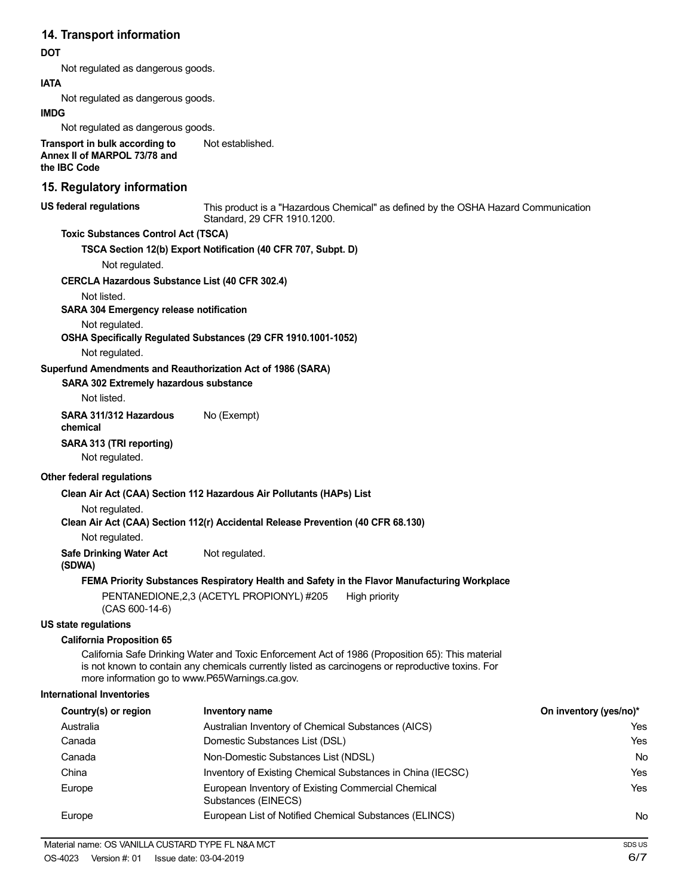## 14. Transport information

**DOT**

Not regulated as dangerous goods.

**IATA**

Not regulated as dangerous goods.

**IMDG**

Not regulated as dangerous goods.

**Transport in bulk according to Annex II of MARPOL 73/78 and the IBC Code** Not established.

## 15. Regulatory information

**US federal regulations** This product is a "Hazardous Chemical" as defined by the OSHA Hazard Communication Standard, 29 CFR 1910.1200.

**Toxic Substances Control Act (TSCA)**

**TSCA Section 12(b) Export Notification (40 CFR 707, Subpt. D)**

Not regulated.

**CERCLA Hazardous Substance List (40 CFR 302.4)**

Not listed.

**SARA 304 Emergency release notification**

Not regulated.

**OSHA Specifically Regulated Substances (29 CFR 1910.1001-1052)**

Not regulated.

**Superfund Amendments and Reauthorization Act of 1986 (SARA)**

**SARA 302 Extremely hazardous substance**

Not listed.

**SARA 311/312 Hazardous chemical** No (Exempt)

**SARA 313 (TRI reporting)**

Not regulated.

**Other federal regulations**

**Clean Air Act (CAA) Section 112 Hazardous Air Pollutants (HAPs) List**

Not regulated.

**Clean Air Act (CAA) Section 112(r) Accidental Release Prevention (40 CFR 68.130)**

Not regulated.

**Safe Drinking Water Act (SDWA)** Not regulated.

**FEMA Priority Substances Respiratory Health and Safety in the Flavor Manufacturing Workplace**

PENTANEDIONE,2,3 (ACETYL PROPIONYL) #205 (CAS 600-14-6) High priority

**US state regulations**

**California Proposition 65**

California Safe Drinking Water and Toxic Enforcement Act of 1986 (Proposition 65): This material is not known to contain any chemicals currently listed as carcinogens or reproductive toxins. For more information go to www.P65Warnings.ca.gov.

**International Inventories**

| Country(s) or region | Inventory name | On inventory (yes/no)* |
|---|---|---|
| Australia | Australian Inventory of Chemical Substances (AICS) | Yes |
| Canada | Domestic Substances List (DSL) | Yes |
| Canada | Non-Domestic Substances List (NDSL) | No |
| China | Inventory of Existing Chemical Substances in China (IECSC) | Yes |
| Europe | European Inventory of Existing Commercial Chemical Substances (EINECS) | Yes |
| Europe | European List of Notified Chemical Substances (ELINCS) | No |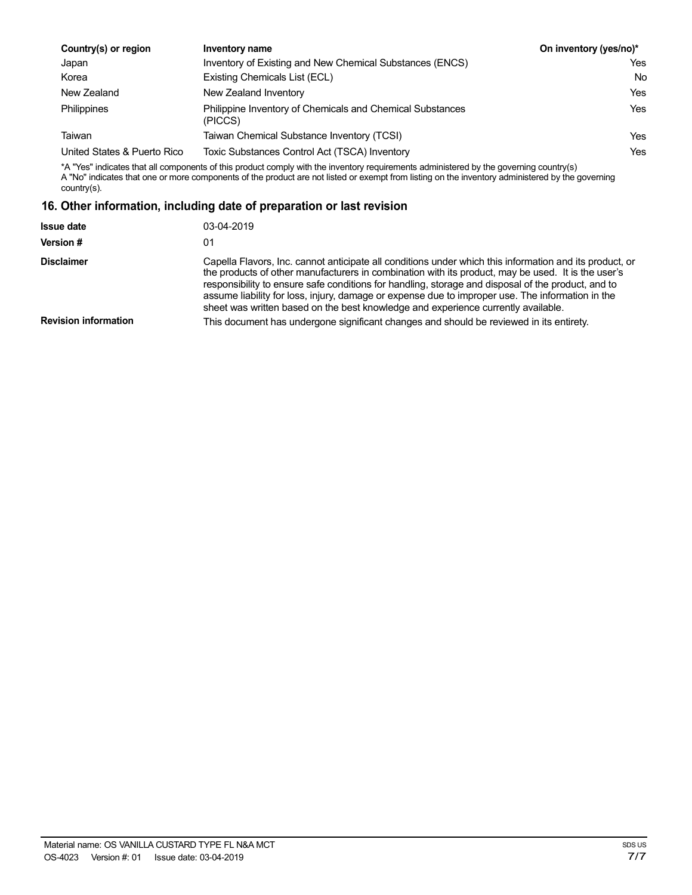| Country(s) or region | Inventory name | On inventory (yes/no)* |
| --- | --- | --- |
| Japan | Inventory of Existing and New Chemical Substances (ENCS) | Yes |
| Korea | Existing Chemicals List (ECL) | No |
| New Zealand | New Zealand Inventory | Yes |
| Philippines | Philippine Inventory of Chemicals and Chemical Substances (PICCS) | Yes |
| Taiwan | Taiwan Chemical Substance Inventory (TCSI) | Yes |
| United States & Puerto Rico | Toxic Substances Control Act (TSCA) Inventory | Yes |

*A "Yes" indicates that all components of this product comply with the inventory requirements administered by the governing country(s)
A "No" indicates that one or more components of the product are not listed or exempt from listing on the inventory administered by the governing country(s).

## 16. Other information, including date of preparation or last revision

**Issue date** 03-04-2019

**Version #** 01

**Disclaimer** Capella Flavors, Inc. cannot anticipate all conditions under which this information and its product, or the products of other manufacturers in combination with its product, may be used. It is the user's responsibility to ensure safe conditions for handling, storage and disposal of the product, and to assume liability for loss, injury, damage or expense due to improper use. The information in the sheet was written based on the best knowledge and experience currently available.

**Revision information** This document has undergone significant changes and should be reviewed in its entirety.